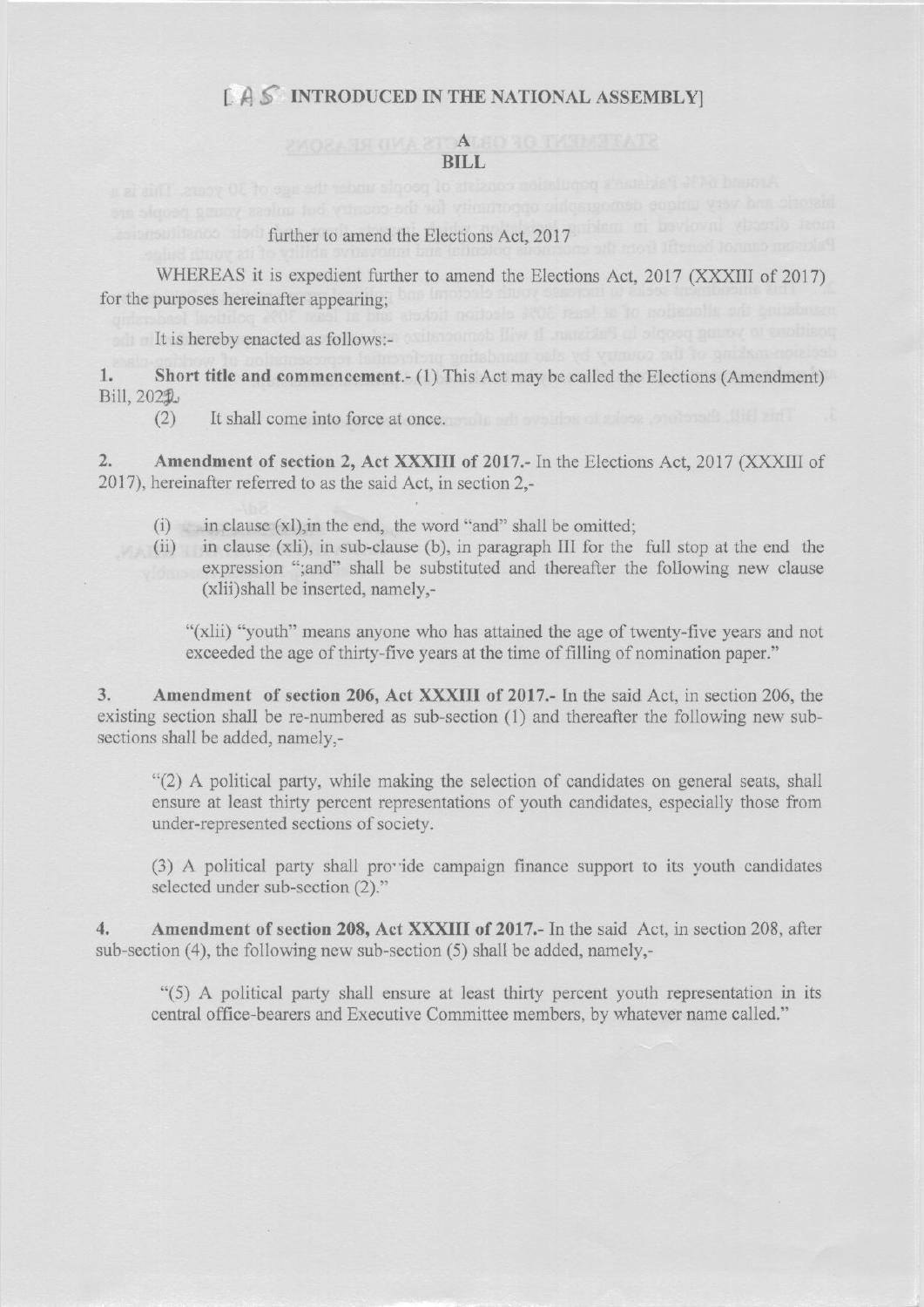[AS INTRODUCED IN THE NATIONAL ASSEMBLY]

# A
# BILL

further to amend the Elections Act, 2017

WHEREAS it is expedient further to amend the Elections Act, 2017 (XXXIII of 2017) for the purposes hereinafter appearing;

It is hereby enacted as follows:-

**1. Short title and commencement.**- (1) This Act may be called the Elections (Amendment) Bill, 2021.

(2) It shall come into force at once.

**2. Amendment of section 2, Act XXXIII of 2017.**- In the Elections Act, 2017 (XXXIII of 2017), hereinafter referred to as the said Act, in section 2,-

(i) in clause (xl),in the end, the word "and" shall be omitted;

(ii) in clause (xli), in sub-clause (b), in paragraph III for the full stop at the end the expression ";and" shall be substituted and thereafter the following new clause (xlii)shall be inserted, namely,-

> "(xlii) "youth" means anyone who has attained the age of twenty-five years and not exceeded the age of thirty-five years at the time of filling of nomination paper."

**3. Amendment of section 206, Act XXXIII of 2017.**- In the said Act, in section 206, the existing section shall be re-numbered as sub-section (1) and thereafter the following new sub-sections shall be added, namely,-

> "(2) A political party, while making the selection of candidates on general seats, shall ensure at least thirty percent representations of youth candidates, especially those from under-represented sections of society.
>
> (3) A political party shall provide campaign finance support to its youth candidates selected under sub-section (2)."

**4. Amendment of section 208, Act XXXIII of 2017.**- In the said Act, in section 208, after sub-section (4), the following new sub-section (5) shall be added, namely,-

> "(5) A political party shall ensure at least thirty percent youth representation in its central office-bearers and Executive Committee members, by whatever name called."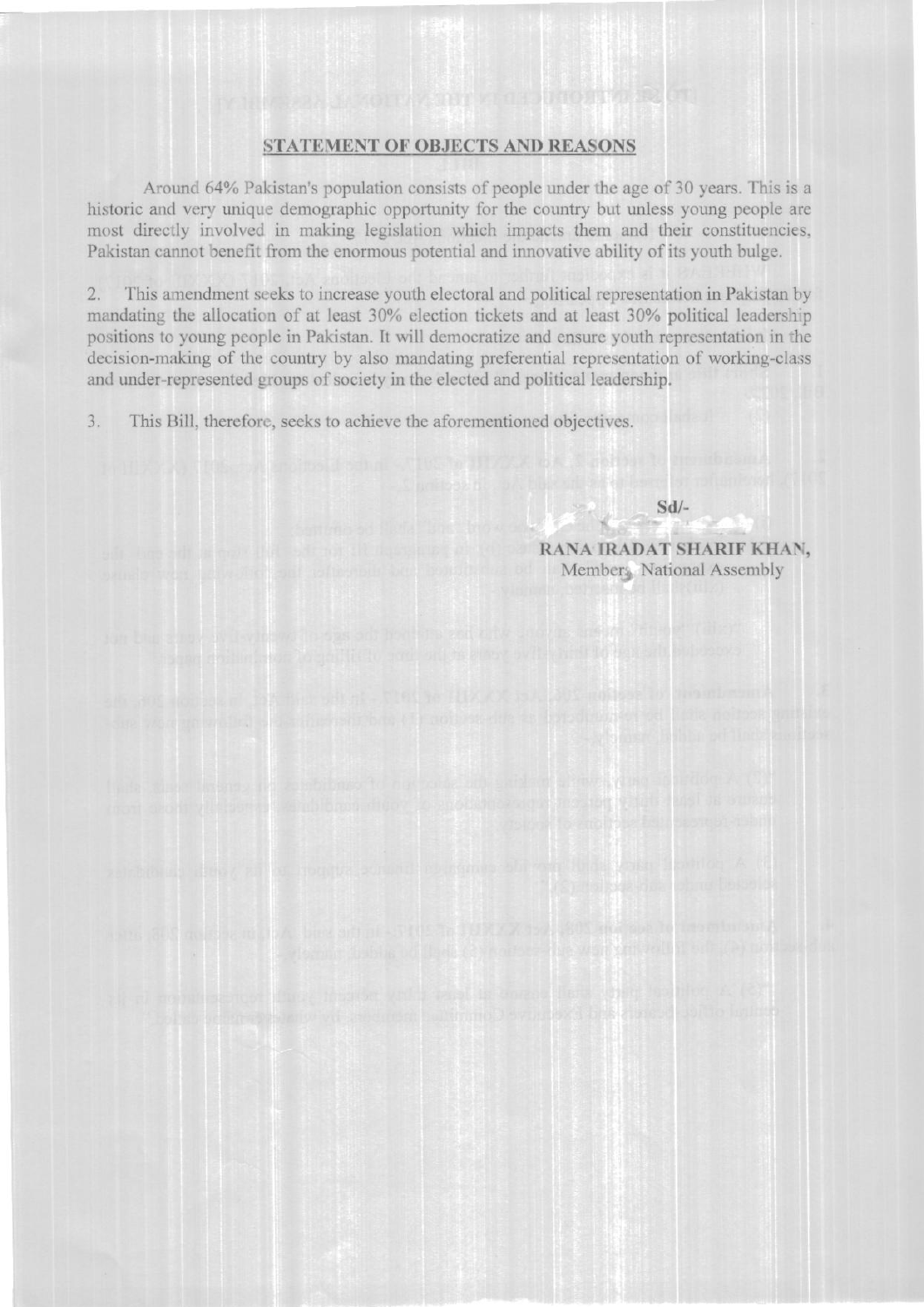## STATEMENT OF OBJECTS AND REASONS

Around 64% Pakistan's population consists of people under the age of 30 years. This is a historic and very unique demographic opportunity for the country but unless young people are most directly involved in making legislation which impacts them and their constituencies, Pakistan cannot benefit from the enormous potential and innovative ability of its youth bulge.

2. This amendment seeks to increase youth electoral and political representation in Pakistan by mandating the allocation of at least 30% election tickets and at least 30% political leadership positions to young people in Pakistan. It will democratize and ensure youth representation in the decision-making of the country by also mandating preferential representation of working-class and under-represented groups of society in the elected and political leadership.

3. This Bill, therefore, seeks to achieve the aforementioned objectives.

Sd/-

**RANA IRADAT SHARIF KHAN,**
Member, National Assembly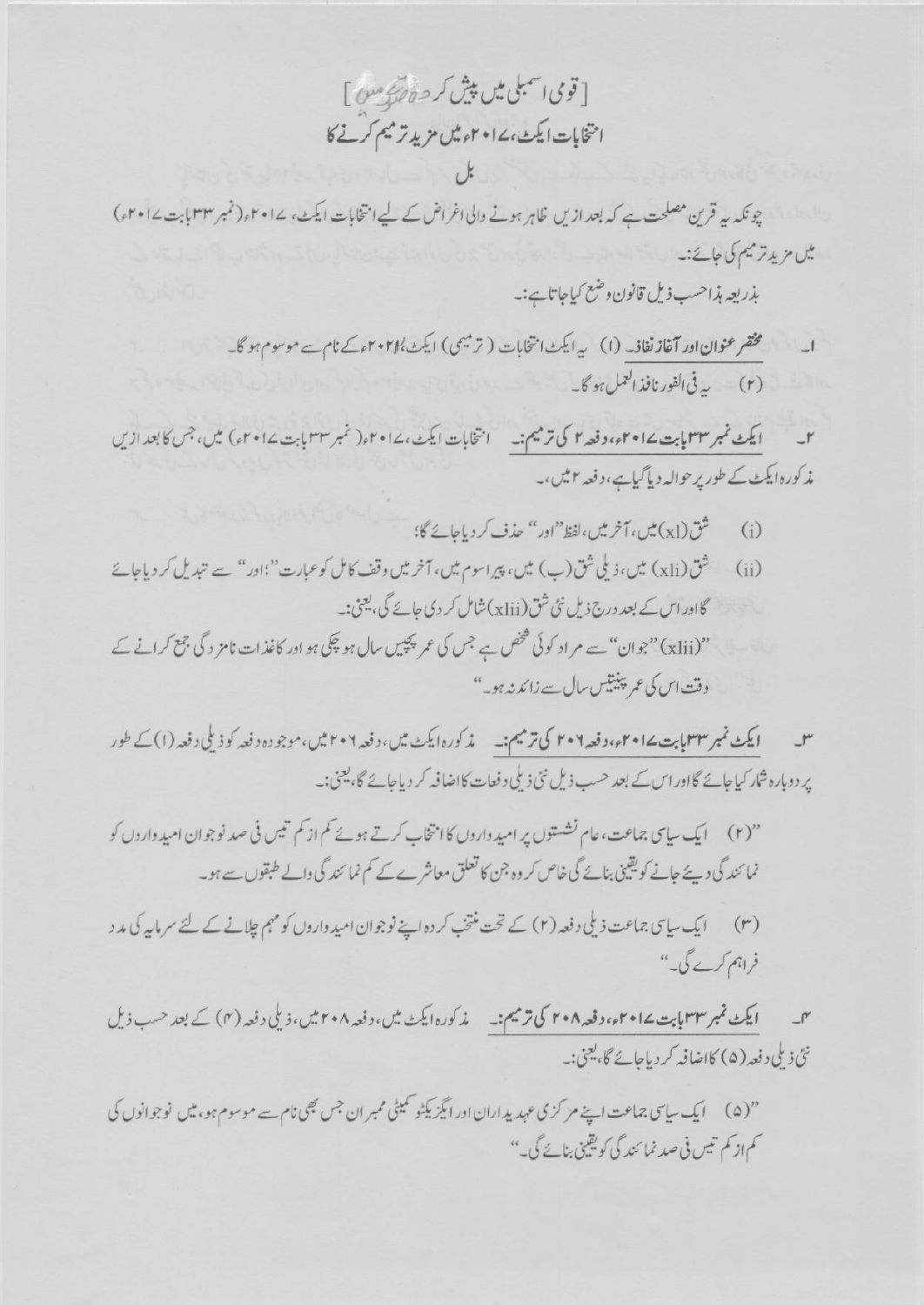[قومی اسمبلی میں پیش کردہ صورت میں]

# انتخابات ایکٹ، ۲۰۱۷ء میں مزید ترمیم کرنے کا

## بل

چونکہ یہ قرین مصلحت ہے کہ بعد ازیں ظاہر ہونے والی اغراض کے لیے انتخابات ایکٹ، ۲۰۱۷ء (نمبر ۳۳ بابت ۲۰۱۷ء) میں مزید ترمیم کی جائے:۔

بذریعہ ہذا حسب ذیل قانون وضع کیا جاتا ہے:۔

۱۔ **مختصر عنوان اور آغاز نفاذ۔** (۱) یہ ایکٹ انتخابات (ترمیمی) ایکٹ، ۲۰۲۱ء کے نام سے موسوم ہوگا۔

(۲) یہ فی الفور نافذ العمل ہوگا۔

۲۔ **ایکٹ نمبر ۳۳ بابت ۲۰۱۷ء، دفعہ ۲ کی ترمیم:۔** انتخابات ایکٹ، ۲۰۱۷ء (نمبر ۳۳ بابت ۲۰۱۷ء) میں، جس کا بعد ازیں مذکورہ ایکٹ کے طور پر حوالہ دیا گیا ہے، دفعہ ۲ میں،۔

(i) شق (xl) میں، آخر میں، لفظ "اور" حذف کر دیا جائے گا؛

(ii) شق (xli) میں، ذیلی شق (ب) میں، پیراسوم میں، آخر میں وقف کامل کو عبارت "؛ اور" سے تبدیل کر دیا جائے گا اور اس کے بعد درج ذیل نئی شق (xlii) شامل کر دی جائے گی، یعنی:۔

"(xlii) "جوان" سے مراد کوئی شخص ہے جس کی عمر پچیس سال ہو چکی ہو اور کاغذات نامزدگی جمع کرانے کے وقت اس کی عمر پینتیس سال سے زائد نہ ہو۔"

۳۔ **ایکٹ نمبر ۳۳ بابت ۲۰۱۷ء، دفعہ ۲۰۶ کی ترمیم:۔** مذکورہ ایکٹ میں، دفعہ ۲۰۶ میں، موجودہ دفعہ کو ذیلی دفعہ (۱) کے طور پر دوبارہ شمار کیا جائے گا اور اس کے بعد حسب ذیل نئی ذیلی دفعات کا اضافہ کر دیا جائے گا، یعنی:۔

"(۲) ایک سیاسی جماعت، عام نشستوں پر امیدواروں کا انتخاب کرتے ہوئے کم از کم تیس فی صد نوجوان امیدواروں کو نمائندگی دیئے جانے کو یقینی بنائے گی خاص کر وہ جن کا تعلق معاشرے کے کم نمائندگی والے طبقوں سے ہو۔

(۳) ایک سیاسی جماعت ذیلی دفعہ (۲) کے تحت منتخب کردہ اپنے نوجوان امیدواروں کو مہم چلانے کے لئے سرمایہ کی مدد فراہم کرے گی۔"

۴۔ **ایکٹ نمبر ۳۳ بابت ۲۰۱۷ء، دفعہ ۲۰۸ کی ترمیم:۔** مذکورہ ایکٹ میں، دفعہ ۲۰۸ میں، ذیلی دفعہ (۴) کے بعد حسب ذیل نئی ذیلی دفعہ (۵) کا اضافہ کر دیا جائے گا، یعنی:۔

"(۵) ایک سیاسی جماعت اپنے مرکزی عہدیداران اور ایگزیکٹو کمیٹی ممبران جس بھی نام سے موسوم ہو، میں نوجوانوں کی کم از کم تیس فی صد نمائندگی کو یقینی بنائے گی۔"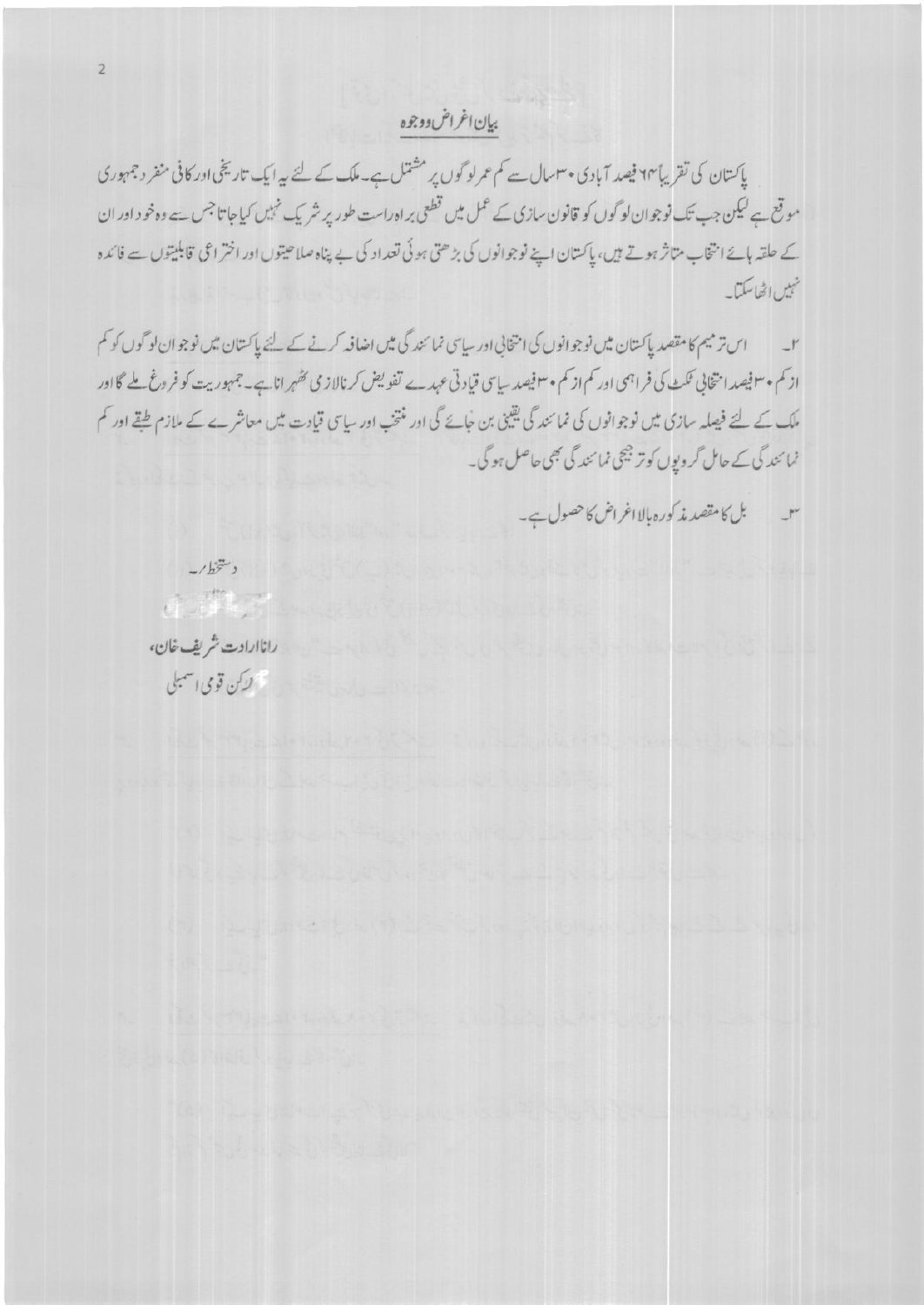## بیان اغراض ووجوہ

پاکستان کی تقریباً ۶۴ فیصد آبادی ۳۰ سال سے کم عمر لوگوں پر مشتمل ہے۔ ملک کے لئے یہ ایک تاریخی اور کافی منفرد جمہوری موقع ہے لیکن جب تک نوجوان لوگوں کو قانون سازی کے عمل میں قطعی براہ راست طور پر شریک نہیں کیا جاتا جس سے وہ خود اور ان کے حلقہ ہائے انتخاب متاثر ہوتے ہیں، پاکستان اپنے نوجوانوں کی بڑھتی ہوئی تعداد کی بے پناہ صلاحیتوں اور اختراعی قابلیتوں سے فائدہ نہیں اٹھا سکتا۔

۲۔ اس ترمیم کا مقصد پاکستان میں نوجوانوں کی انتخابی اور سیاسی نمائندگی میں اضافہ کرنے کے لئے پاکستان میں نوجوان لوگوں کو کم از کم ۳۰ فیصد انتخابی ٹکٹ کی فراہمی اور کم از کم ۳۰ فیصد سیاسی قیادتی عہدے تفویض کرنا لازمی ٹھہرانا ہے۔ جمہوریت کو فروغ ملے گا اور ملک کے لئے فیصلہ سازی میں نوجوانوں کی نمائندگی یقینی بن جائے گی اور منتخب اور سیاسی قیادت میں معاشرے کے ملازم طبقے اور کم نمائندگی کے حامل گروپوں کو ترجیحی نمائندگی بھی حاصل ہوگی۔

۳۔ بل کا مقصد مذکورہ بالا اغراض کا حصول ہے۔

دستخط/۔

رانا ارادت شریف خان،

رکن قومی اسمبلی